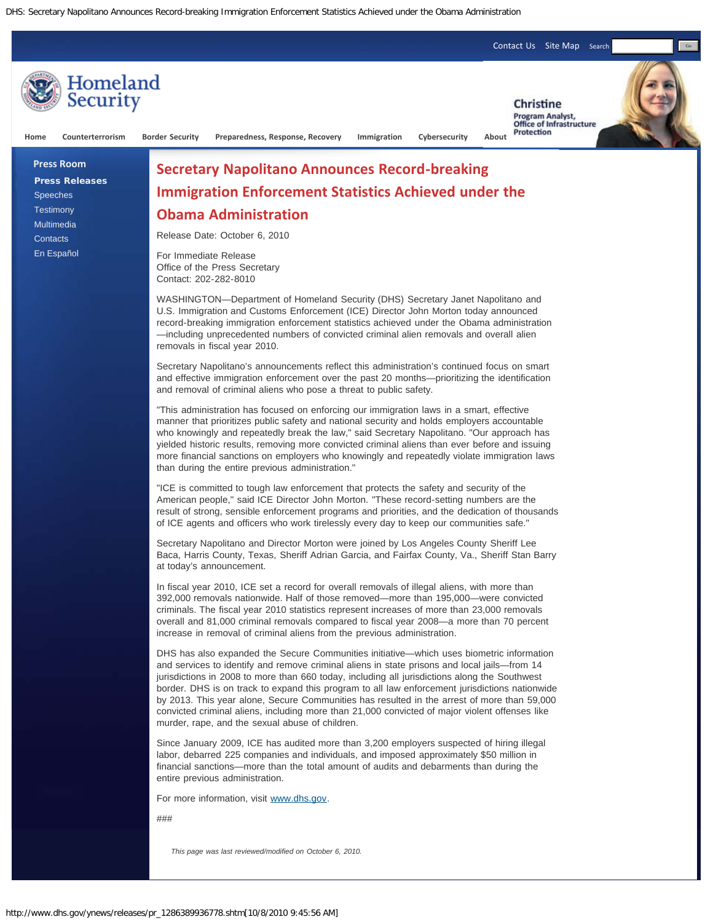Contact Us Site Map Search Go

Homeland Security

Christine
Program Analyst,
Office of Infrastructure Protection

Home Counterterrorism Border Security Preparedness, Response, Recovery Immigration Cybersecurity About

Press Room

**Press Releases**
Speeches
Testimony
Multimedia
Contacts
En Español

# Secretary Napolitano Announces Record-breaking Immigration Enforcement Statistics Achieved under the Obama Administration

Release Date: October 6, 2010

For Immediate Release
Office of the Press Secretary
Contact: 202-282-8010

WASHINGTON—Department of Homeland Security (DHS) Secretary Janet Napolitano and U.S. Immigration and Customs Enforcement (ICE) Director John Morton today announced record-breaking immigration enforcement statistics achieved under the Obama administration—including unprecedented numbers of convicted criminal alien removals and overall alien removals in fiscal year 2010.

Secretary Napolitano's announcements reflect this administration's continued focus on smart and effective immigration enforcement over the past 20 months—prioritizing the identification and removal of criminal aliens who pose a threat to public safety.

"This administration has focused on enforcing our immigration laws in a smart, effective manner that prioritizes public safety and national security and holds employers accountable who knowingly and repeatedly break the law," said Secretary Napolitano. "Our approach has yielded historic results, removing more convicted criminal aliens than ever before and issuing more financial sanctions on employers who knowingly and repeatedly violate immigration laws than during the entire previous administration."

"ICE is committed to tough law enforcement that protects the safety and security of the American people," said ICE Director John Morton. "These record-setting numbers are the result of strong, sensible enforcement programs and priorities, and the dedication of thousands of ICE agents and officers who work tirelessly every day to keep our communities safe."

Secretary Napolitano and Director Morton were joined by Los Angeles County Sheriff Lee Baca, Harris County, Texas, Sheriff Adrian Garcia, and Fairfax County, Va., Sheriff Stan Barry at today's announcement.

In fiscal year 2010, ICE set a record for overall removals of illegal aliens, with more than 392,000 removals nationwide. Half of those removed—more than 195,000—were convicted criminals. The fiscal year 2010 statistics represent increases of more than 23,000 removals overall and 81,000 criminal removals compared to fiscal year 2008—a more than 70 percent increase in removal of criminal aliens from the previous administration.

DHS has also expanded the Secure Communities initiative—which uses biometric information and services to identify and remove criminal aliens in state prisons and local jails—from 14 jurisdictions in 2008 to more than 660 today, including all jurisdictions along the Southwest border. DHS is on track to expand this program to all law enforcement jurisdictions nationwide by 2013. This year alone, Secure Communities has resulted in the arrest of more than 59,000 convicted criminal aliens, including more than 21,000 convicted of major violent offenses like murder, rape, and the sexual abuse of children.

Since January 2009, ICE has audited more than 3,200 employers suspected of hiring illegal labor, debarred 225 companies and individuals, and imposed approximately $50 million in financial sanctions—more than the total amount of audits and debarments than during the entire previous administration.

For more information, visit www.dhs.gov.

###

*This page was last reviewed/modified on October 6, 2010.*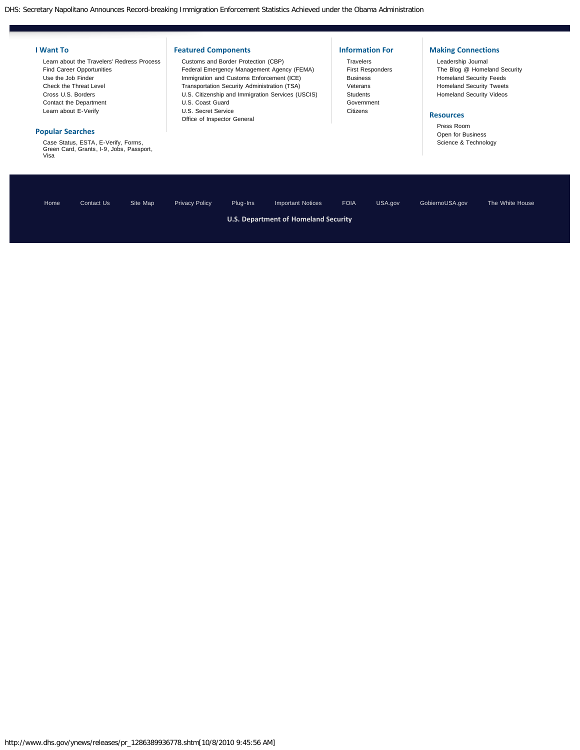### I Want To

- Learn about the Travelers' Redress Process
- Find Career Opportunities
- Use the Job Finder
- Check the Threat Level
- Cross U.S. Borders
- Contact the Department
- Learn about E-Verify

### Popular Searches

Case Status, ESTA, E-Verify, Forms, Green Card, Grants, I-9, Jobs, Passport, Visa

### Featured Components

- Customs and Border Protection (CBP)
- Federal Emergency Management Agency (FEMA)
- Immigration and Customs Enforcement (ICE)
- Transportation Security Administration (TSA)
- U.S. Citizenship and Immigration Services (USCIS)
- U.S. Coast Guard
- U.S. Secret Service
- Office of Inspector General

### Information For

- Travelers
- First Responders
- Business
- Veterans
- Students
- Government
- Citizens

### Making Connections

- Leadership Journal
- The Blog @ Homeland Security
- Homeland Security Feeds
- Homeland Security Tweets
- Homeland Security Videos

### Resources

- Press Room
- Open for Business
- Science & Technology

Home | Contact Us | Site Map | Privacy Policy | Plug-Ins | Important Notices | FOIA | USA.gov | GobiernoUSA.gov | The White House

**U.S. Department of Homeland Security**